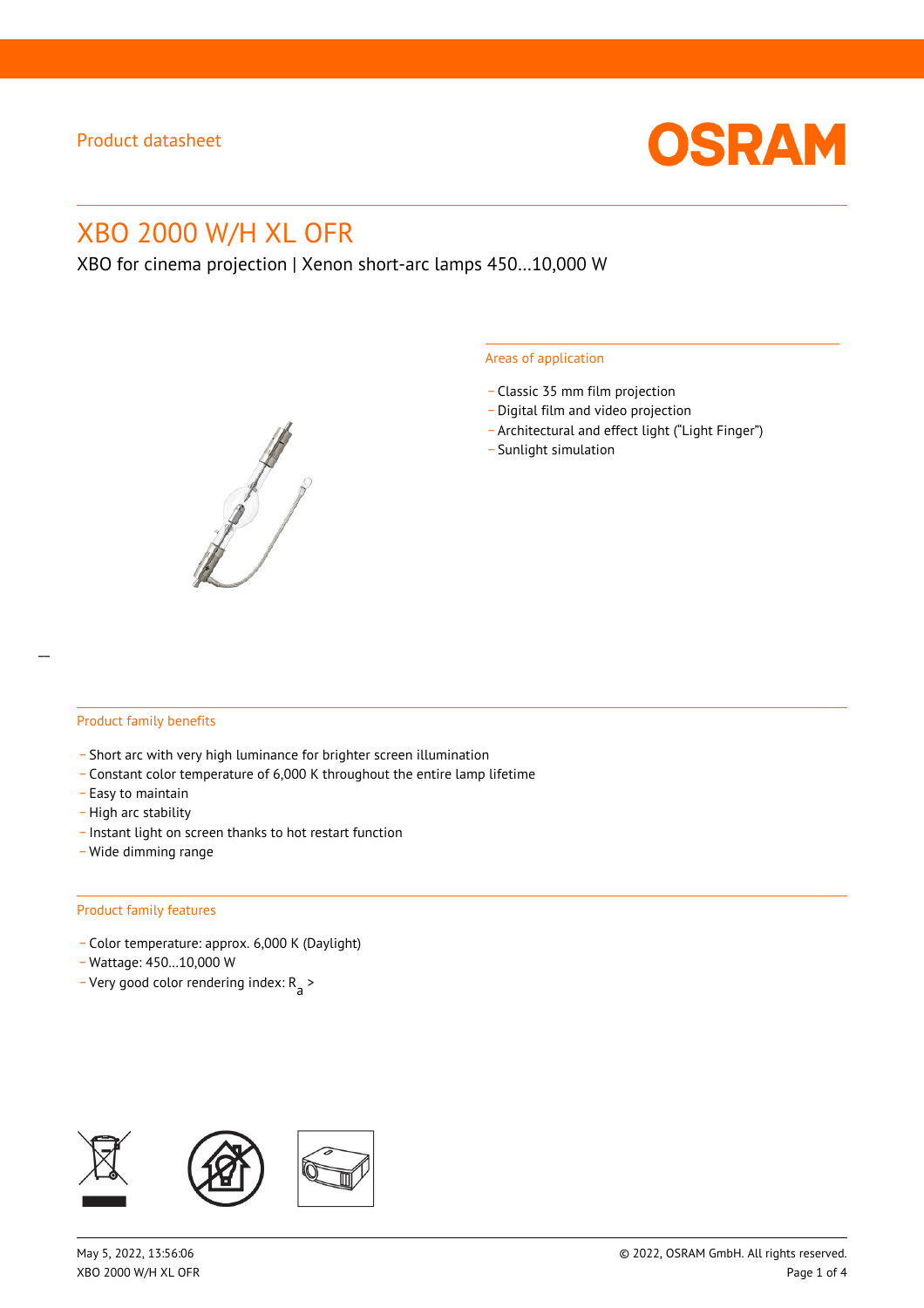Product datasheet

# XBO 2000 W/H XL OFR

XBO for cinema projection | Xenon short-arc lamps 450…10,000 W

## Areas of application

- Classic 35 mm film projection
- Digital film and video projection
- Architectural and effect light (“Light Finger”)
- Sunlight simulation

## Product family benefits

- Short arc with very high luminance for brighter screen illumination
- Constant color temperature of 6,000 K throughout the entire lamp lifetime
- Easy to maintain
- High arc stability
- Instant light on screen thanks to hot restart function
- Wide dimming range

## Product family features

- Color temperature: approx. 6,000 K (Daylight)
- Wattage: 450…10,000 W
- Very good color rendering index: $R_a$ >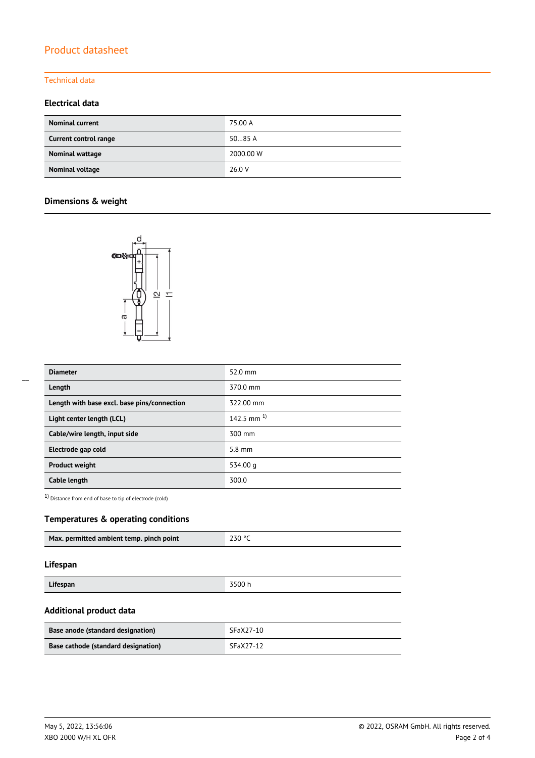# Product datasheet

## Technical data

### Electrical data

| Nominal current | 75.00 A |
|---|---|
| Current control range | 50…85 A |
| Nominal wattage | 2000.00 W |
| Nominal voltage | 26.0 V |

### Dimensions & weight

| Diameter | 52.0 mm |
|---|---|
| Length | 370.0 mm |
| Length with base excl. base pins/connection | 322.00 mm |
| Light center length (LCL) | 142.5 mm [1] |
| Cable/wire length, input side | 300 mm |
| Electrode gap cold | 5.8 mm |
| Product weight | 534.00 g |
| Cable length | 300.0 |

[1] Distance from end of base to tip of electrode (cold)

### Temperatures & operating conditions

| Max. permitted ambient temp. pinch point | 230 °C |
|---|---|

### Lifespan

| Lifespan | 3500 h |
|---|---|

### Additional product data

| Base anode (standard designation) | SFaX27-10 |
|---|---|
| Base cathode (standard designation) | SFaX27-12 |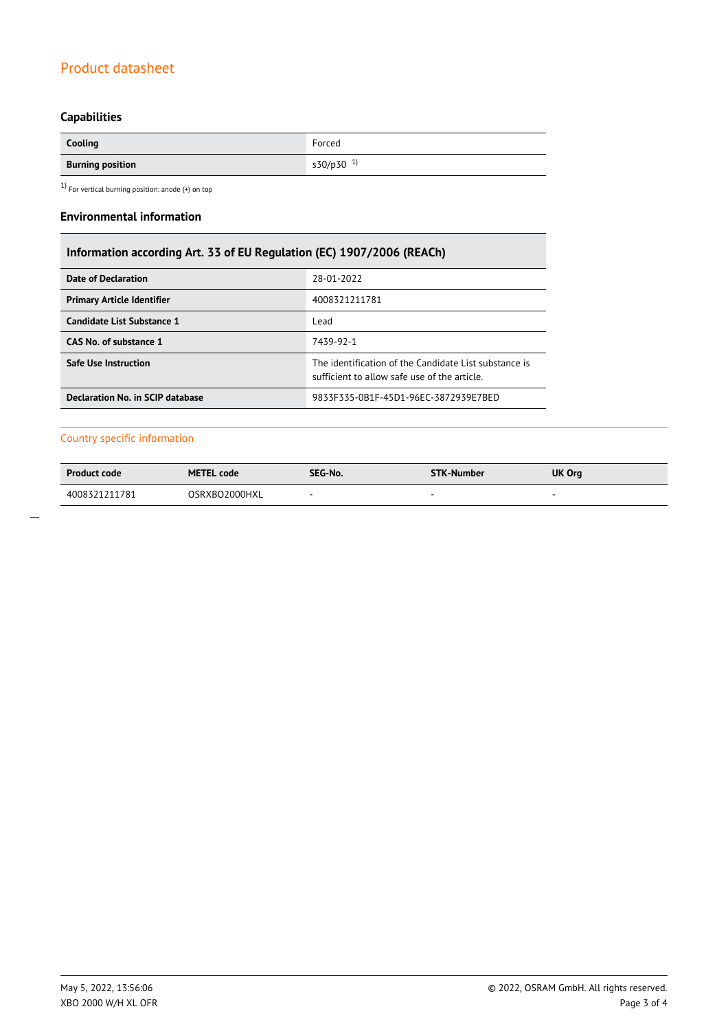## Capabilities

| Cooling | Forced |
|---|---|
| **Burning position** | s30/p30 [1] |

[1] For vertical burning position: anode (+) on top

## Environmental information

| Information according Art. 33 of EU Regulation (EC) 1907/2006 (REACh) | |
|---|---|
| **Date of Declaration** | 28-01-2022 |
| **Primary Article Identifier** | 4008321211781 |
| **Candidate List Substance 1** | Lead |
| **CAS No. of substance 1** | 7439-92-1 |
| **Safe Use Instruction** | The identification of the Candidate List substance is sufficient to allow safe use of the article. |
| **Declaration No. in SCIP database** | 9833F335-0B1F-45D1-96EC-3872939E7BED |

### Country specific information

| Product code | METEL code | SEG-No. | STK-Number | UK Org |
|---|---|---|---|---|
| 4008321211781 | OSRXBO2000HXL | - | - | - |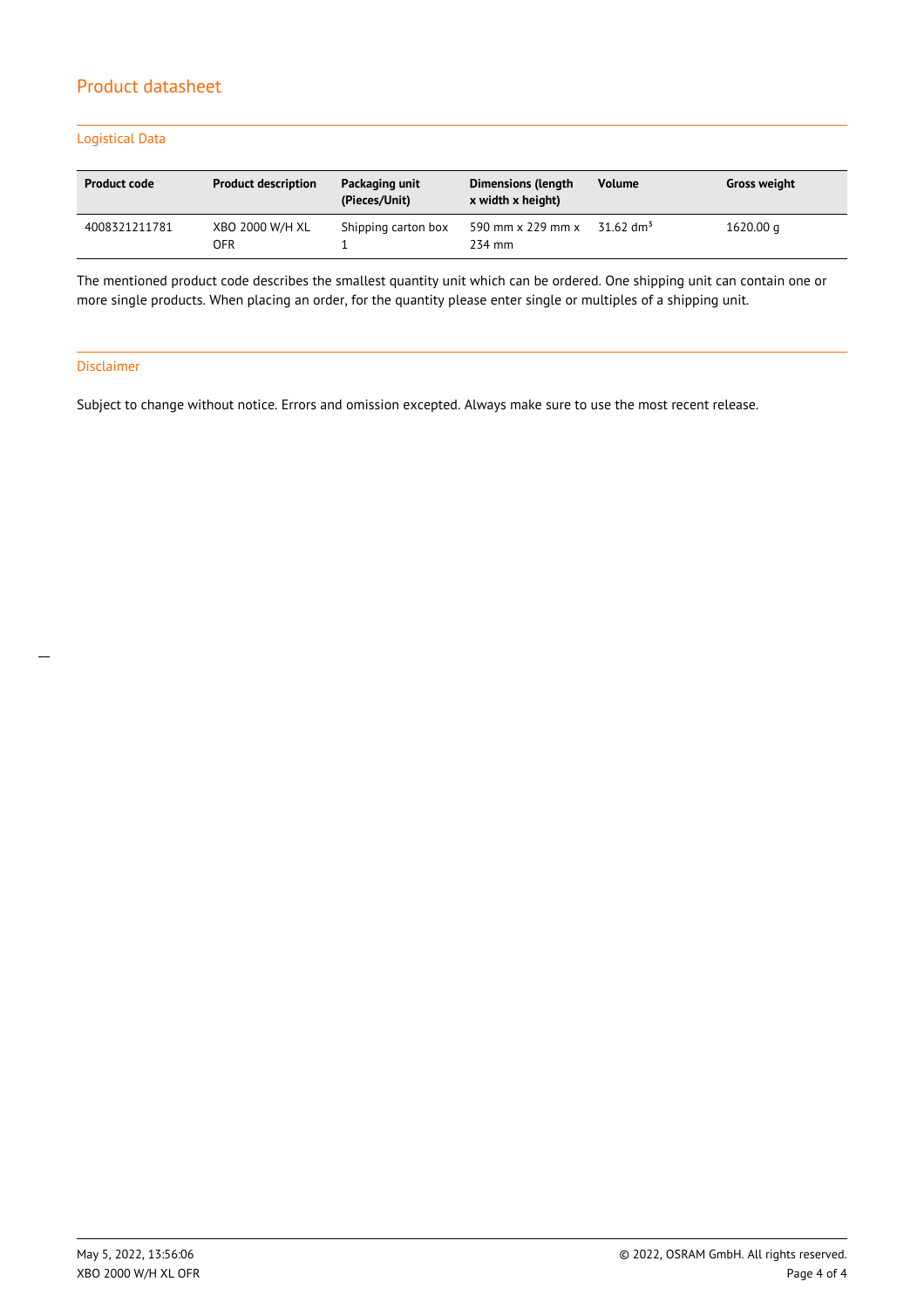# Product datasheet

## Logistical Data

| Product code | Product description | Packaging unit (Pieces/Unit) | Dimensions (length x width x height) | Volume | Gross weight |
|---|---|---|---|---|---|
| 4008321211781 | XBO 2000 W/H XL OFR | Shipping carton box 1 | 590 mm x 229 mm x 234 mm | 31.62 $dm^3$ | 1620.00 g |

The mentioned product code describes the smallest quantity unit which can be ordered. One shipping unit can contain one or more single products. When placing an order, for the quantity please enter single or multiples of a shipping unit.

## Disclaimer

Subject to change without notice. Errors and omission excepted. Always make sure to use the most recent release.